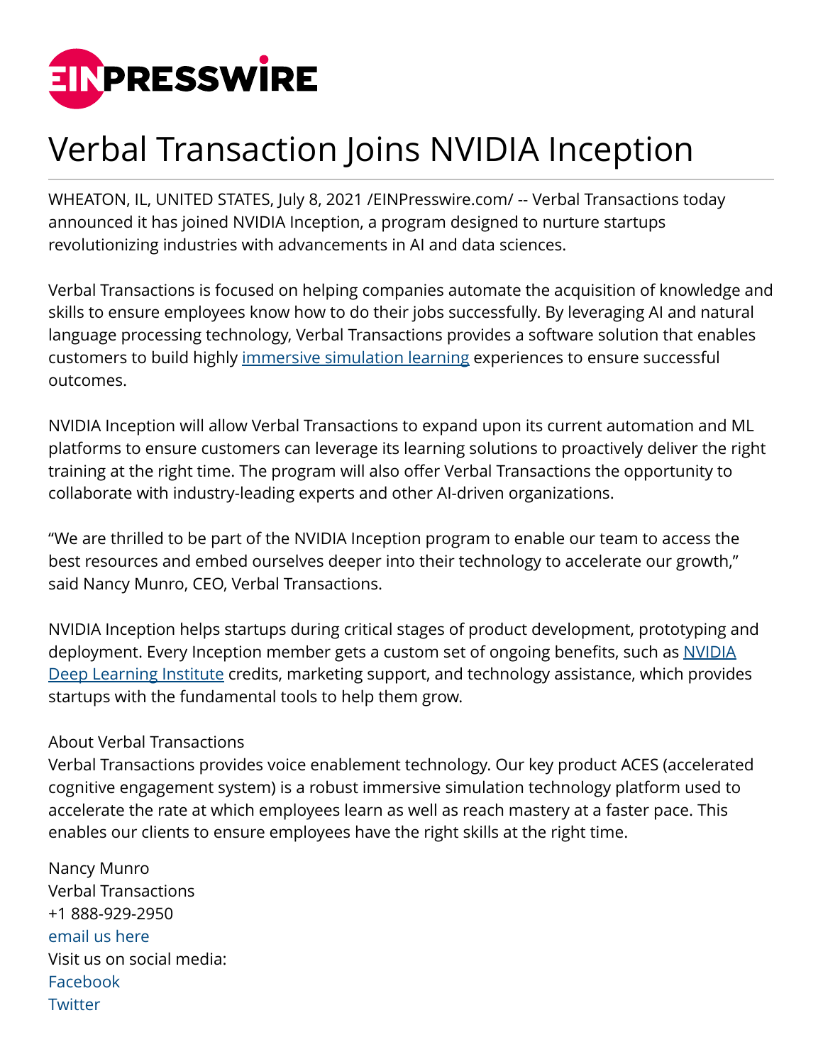# Verbal Transaction Joins NVIDIA Inception

WHEATON, IL, UNITED STATES, July 8, 2021 /EINPresswire.com/ -- Verbal Transactions today announced it has joined NVIDIA Inception, a program designed to nurture startups revolutionizing industries with advancements in AI and data sciences.

Verbal Transactions is focused on helping companies automate the acquisition of knowledge and skills to ensure employees know how to do their jobs successfully. By leveraging AI and natural language processing technology, Verbal Transactions provides a software solution that enables customers to build highly immersive simulation learning experiences to ensure successful outcomes.

NVIDIA Inception will allow Verbal Transactions to expand upon its current automation and ML platforms to ensure customers can leverage its learning solutions to proactively deliver the right training at the right time. The program will also offer Verbal Transactions the opportunity to collaborate with industry-leading experts and other AI-driven organizations.

"We are thrilled to be part of the NVIDIA Inception program to enable our team to access the best resources and embed ourselves deeper into their technology to accelerate our growth," said Nancy Munro, CEO, Verbal Transactions.

NVIDIA Inception helps startups during critical stages of product development, prototyping and deployment. Every Inception member gets a custom set of ongoing benefits, such as NVIDIA Deep Learning Institute credits, marketing support, and technology assistance, which provides startups with the fundamental tools to help them grow.

About Verbal Transactions
Verbal Transactions provides voice enablement technology. Our key product ACES (accelerated cognitive engagement system) is a robust immersive simulation technology platform used to accelerate the rate at which employees learn as well as reach mastery at a faster pace. This enables our clients to ensure employees have the right skills at the right time.

Nancy Munro
Verbal Transactions
+1 888-929-2950
email us here
Visit us on social media:
Facebook
Twitter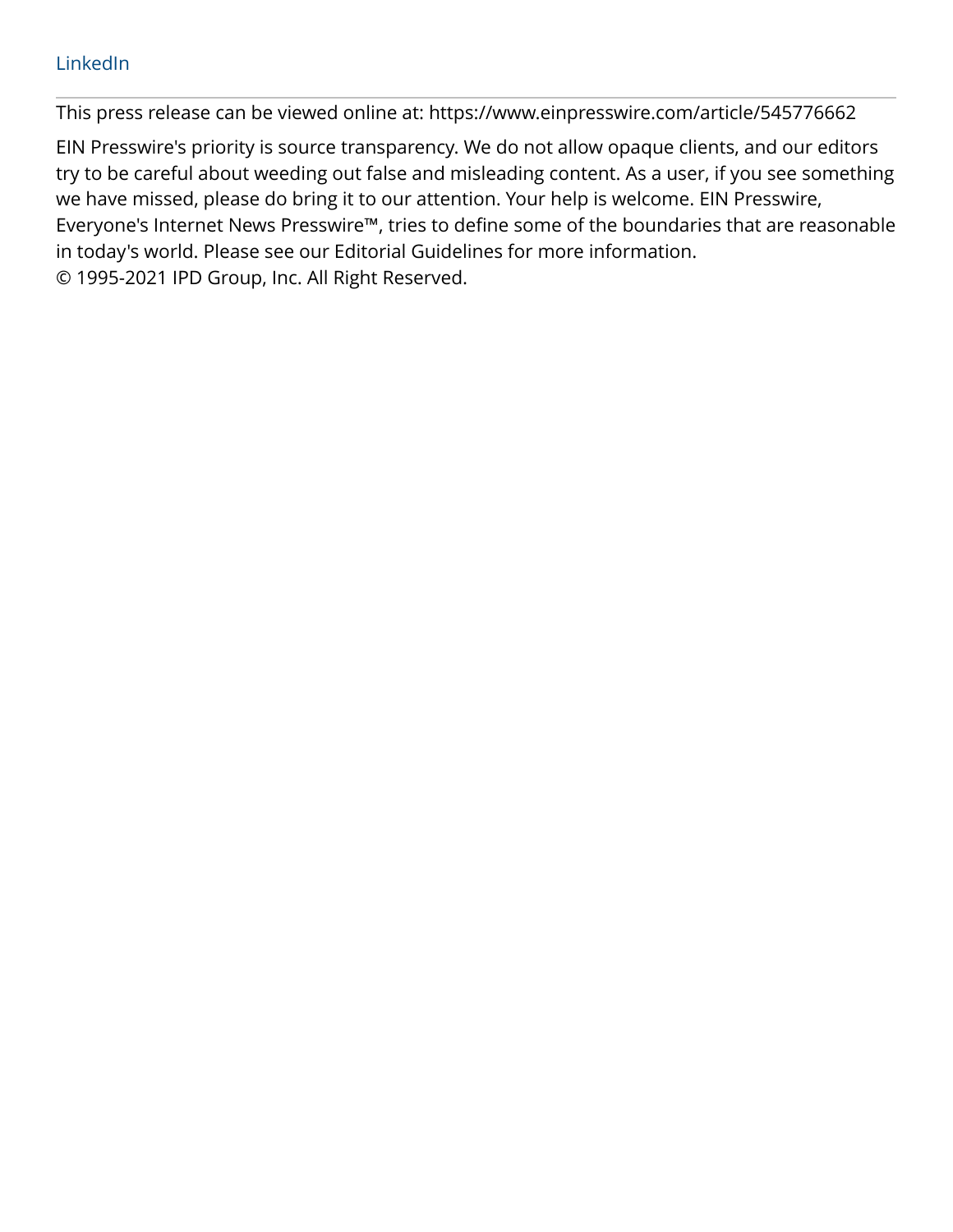LinkedIn

---

This press release can be viewed online at: https://www.einpresswire.com/article/545776662

EIN Presswire's priority is source transparency. We do not allow opaque clients, and our editors try to be careful about weeding out false and misleading content. As a user, if you see something we have missed, please do bring it to our attention. Your help is welcome. EIN Presswire, Everyone's Internet News Presswire™, tries to define some of the boundaries that are reasonable in today's world. Please see our Editorial Guidelines for more information.
© 1995-2021 IPD Group, Inc. All Right Reserved.